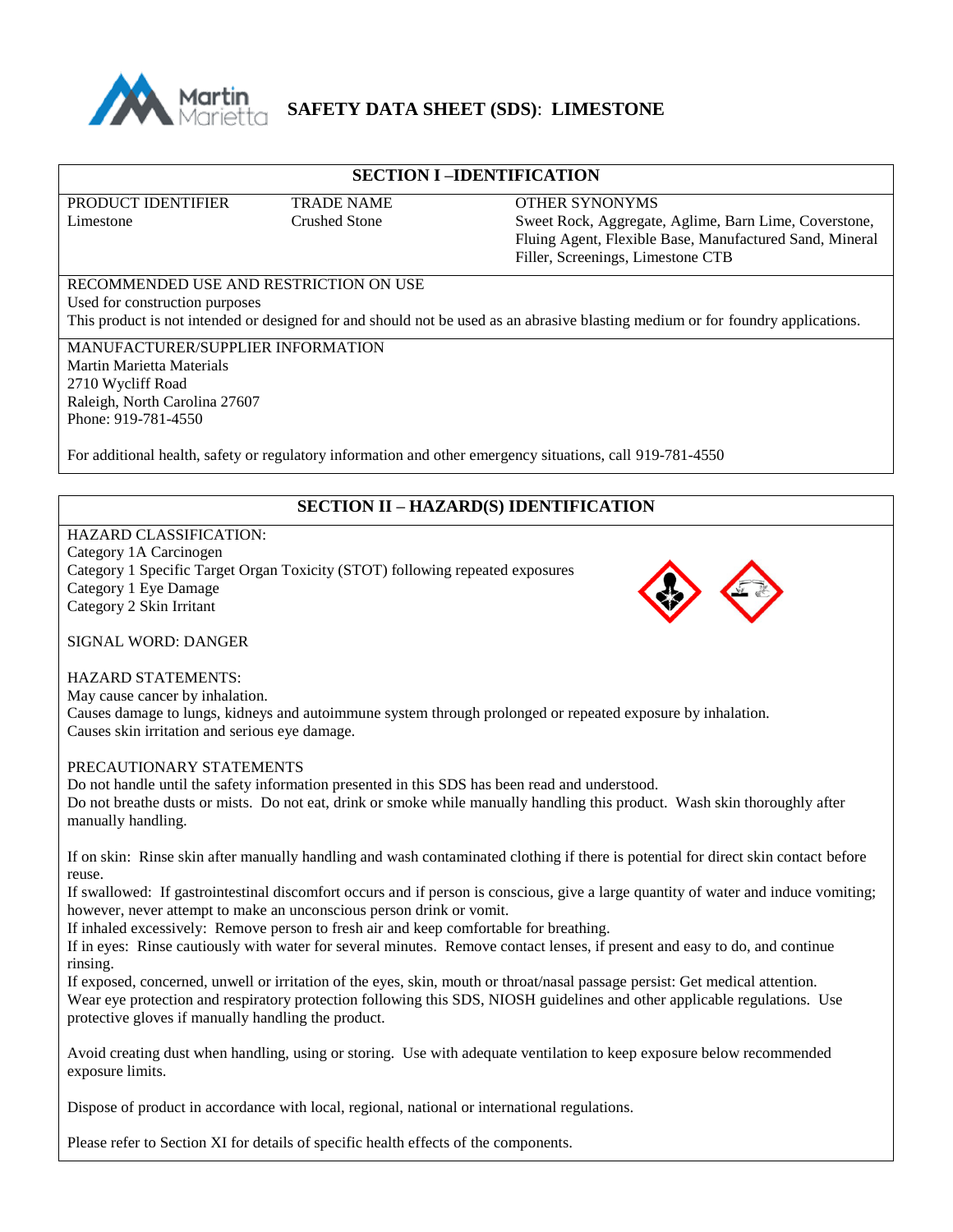# SAFETY DATA SHEET (SDS): LIMESTONE

## SECTION I –IDENTIFICATION

| PRODUCT IDENTIFIER | TRADE NAME | OTHER SYNONYMS |
|---|---|---|
| Limestone | Crushed Stone | Sweet Rock, Aggregate, Aglime, Barn Lime, Coverstone, Fluing Agent, Flexible Base, Manufactured Sand, Mineral Filler, Screenings, Limestone CTB |

RECOMMENDED USE AND RESTRICTION ON USE
Used for construction purposes
This product is not intended or designed for and should not be used as an abrasive blasting medium or for foundry applications.

MANUFACTURER/SUPPLIER INFORMATION
Martin Marietta Materials
2710 Wycliff Road
Raleigh, North Carolina 27607
Phone: 919-781-4550

For additional health, safety or regulatory information and other emergency situations, call 919-781-4550

## SECTION II – HAZARD(S) IDENTIFICATION

HAZARD CLASSIFICATION:
Category 1A Carcinogen
Category 1 Specific Target Organ Toxicity (STOT) following repeated exposures
Category 1 Eye Damage
Category 2 Skin Irritant

SIGNAL WORD: DANGER

HAZARD STATEMENTS:
May cause cancer by inhalation.
Causes damage to lungs, kidneys and autoimmune system through prolonged or repeated exposure by inhalation.
Causes skin irritation and serious eye damage.

PRECAUTIONARY STATEMENTS
Do not handle until the safety information presented in this SDS has been read and understood.
Do not breathe dusts or mists. Do not eat, drink or smoke while manually handling this product. Wash skin thoroughly after manually handling.

If on skin: Rinse skin after manually handling and wash contaminated clothing if there is potential for direct skin contact before reuse.
If swallowed: If gastrointestinal discomfort occurs and if person is conscious, give a large quantity of water and induce vomiting; however, never attempt to make an unconscious person drink or vomit.
If inhaled excessively: Remove person to fresh air and keep comfortable for breathing.
If in eyes: Rinse cautiously with water for several minutes. Remove contact lenses, if present and easy to do, and continue rinsing.
If exposed, concerned, unwell or irritation of the eyes, skin, mouth or throat/nasal passage persist: Get medical attention.
Wear eye protection and respiratory protection following this SDS, NIOSH guidelines and other applicable regulations. Use protective gloves if manually handling the product.

Avoid creating dust when handling, using or storing. Use with adequate ventilation to keep exposure below recommended exposure limits.

Dispose of product in accordance with local, regional, national or international regulations.

Please refer to Section XI for details of specific health effects of the components.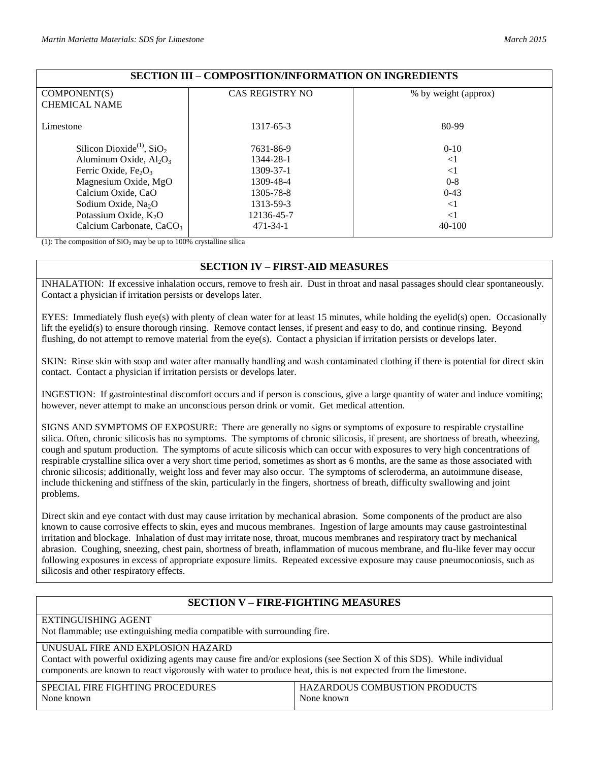## SECTION III – COMPOSITION/INFORMATION ON INGREDIENTS

| COMPONENT(S) CHEMICAL NAME | CAS REGISTRY NO | % by weight (approx) |
|---|---|---|
| Limestone | 1317-65-3 | 80-99 |
| Silicon Dioxide[(1)], $SiO_2$ | 7631-86-9 | 0-10 |
| Aluminum Oxide, $Al_2O_3$ | 1344-28-1 | <1 |
| Ferric Oxide, $Fe_2O_3$ | 1309-37-1 | <1 |
| Magnesium Oxide, MgO | 1309-48-4 | 0-8 |
| Calcium Oxide, CaO | 1305-78-8 | 0-43 |
| Sodium Oxide, $Na_2O$ | 1313-59-3 | <1 |
| Potassium Oxide, $K_2O$ | 12136-45-7 | <1 |
| Calcium Carbonate, $CaCO_3$ | 471-34-1 | 40-100 |

(1): The composition of $SiO_2$ may be up to 100% crystalline silica

## SECTION IV – FIRST-AID MEASURES

INHALATION: If excessive inhalation occurs, remove to fresh air. Dust in throat and nasal passages should clear spontaneously. Contact a physician if irritation persists or develops later.

EYES: Immediately flush eye(s) with plenty of clean water for at least 15 minutes, while holding the eyelid(s) open. Occasionally lift the eyelid(s) to ensure thorough rinsing. Remove contact lenses, if present and easy to do, and continue rinsing. Beyond flushing, do not attempt to remove material from the eye(s). Contact a physician if irritation persists or develops later.

SKIN: Rinse skin with soap and water after manually handling and wash contaminated clothing if there is potential for direct skin contact. Contact a physician if irritation persists or develops later.

INGESTION: If gastrointestinal discomfort occurs and if person is conscious, give a large quantity of water and induce vomiting; however, never attempt to make an unconscious person drink or vomit. Get medical attention.

SIGNS AND SYMPTOMS OF EXPOSURE: There are generally no signs or symptoms of exposure to respirable crystalline silica. Often, chronic silicosis has no symptoms. The symptoms of chronic silicosis, if present, are shortness of breath, wheezing, cough and sputum production. The symptoms of acute silicosis which can occur with exposures to very high concentrations of respirable crystalline silica over a very short time period, sometimes as short as 6 months, are the same as those associated with chronic silicosis; additionally, weight loss and fever may also occur. The symptoms of scleroderma, an autoimmune disease, include thickening and stiffness of the skin, particularly in the fingers, shortness of breath, difficulty swallowing and joint problems.

Direct skin and eye contact with dust may cause irritation by mechanical abrasion. Some components of the product are also known to cause corrosive effects to skin, eyes and mucous membranes. Ingestion of large amounts may cause gastrointestinal irritation and blockage. Inhalation of dust may irritate nose, throat, mucous membranes and respiratory tract by mechanical abrasion. Coughing, sneezing, chest pain, shortness of breath, inflammation of mucous membrane, and flu-like fever may occur following exposures in excess of appropriate exposure limits. Repeated excessive exposure may cause pneumoconiosis, such as silicosis and other respiratory effects.

## SECTION V – FIRE-FIGHTING MEASURES

EXTINGUISHING AGENT
Not flammable; use extinguishing media compatible with surrounding fire.

UNUSUAL FIRE AND EXPLOSION HAZARD
Contact with powerful oxidizing agents may cause fire and/or explosions (see Section X of this SDS). While individual components are known to react vigorously with water to produce heat, this is not expected from the limestone.

| SPECIAL FIRE FIGHTING PROCEDURES | HAZARDOUS COMBUSTION PRODUCTS |
|---|---|
| None known | None known |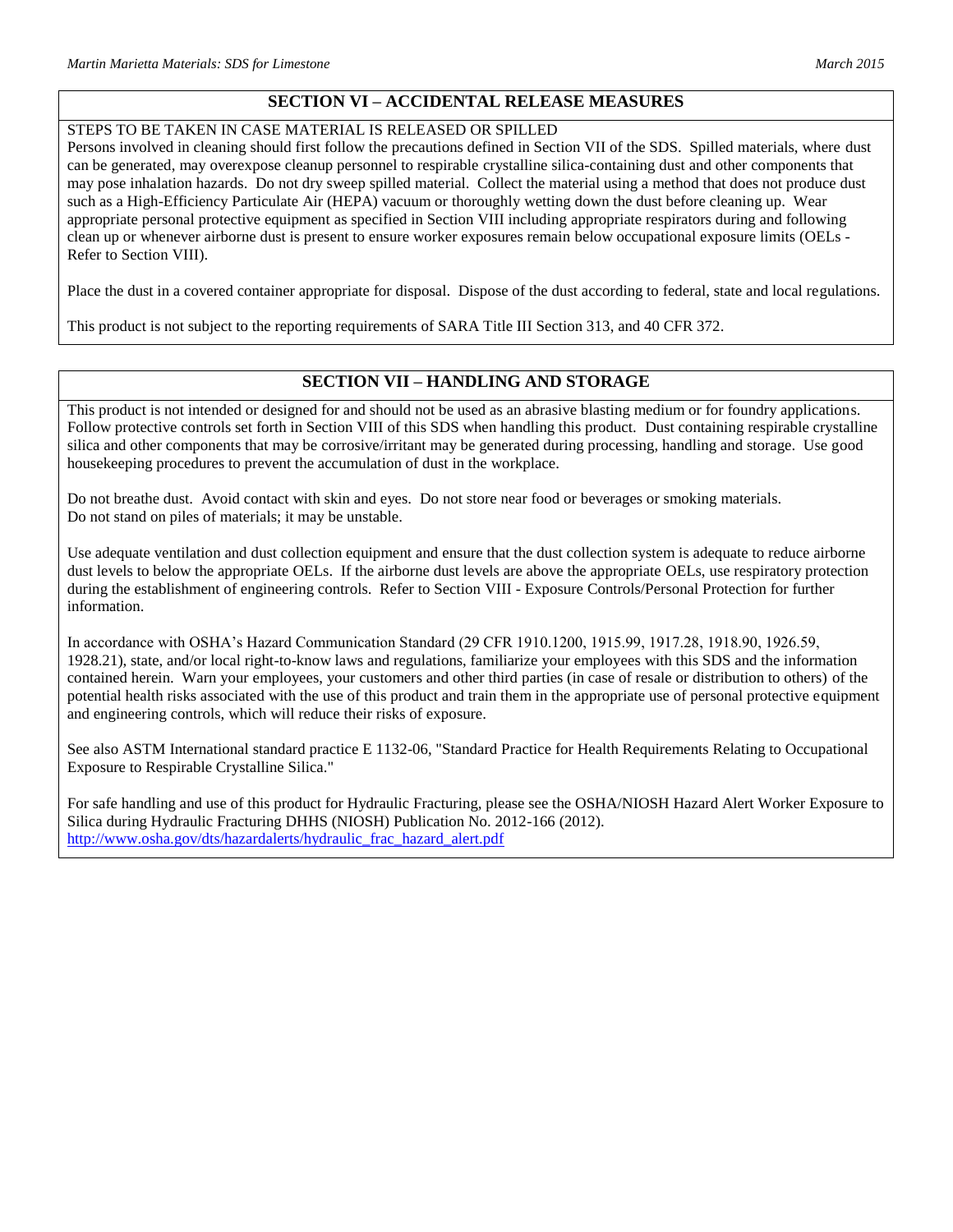## SECTION VI – ACCIDENTAL RELEASE MEASURES

STEPS TO BE TAKEN IN CASE MATERIAL IS RELEASED OR SPILLED

Persons involved in cleaning should first follow the precautions defined in Section VII of the SDS. Spilled materials, where dust can be generated, may overexpose cleanup personnel to respirable crystalline silica-containing dust and other components that may pose inhalation hazards. Do not dry sweep spilled material. Collect the material using a method that does not produce dust such as a High-Efficiency Particulate Air (HEPA) vacuum or thoroughly wetting down the dust before cleaning up. Wear appropriate personal protective equipment as specified in Section VIII including appropriate respirators during and following clean up or whenever airborne dust is present to ensure worker exposures remain below occupational exposure limits (OELs - Refer to Section VIII).

Place the dust in a covered container appropriate for disposal. Dispose of the dust according to federal, state and local regulations.

This product is not subject to the reporting requirements of SARA Title III Section 313, and 40 CFR 372.

## SECTION VII – HANDLING AND STORAGE

This product is not intended or designed for and should not be used as an abrasive blasting medium or for foundry applications. Follow protective controls set forth in Section VIII of this SDS when handling this product. Dust containing respirable crystalline silica and other components that may be corrosive/irritant may be generated during processing, handling and storage. Use good housekeeping procedures to prevent the accumulation of dust in the workplace.

Do not breathe dust. Avoid contact with skin and eyes. Do not store near food or beverages or smoking materials.
Do not stand on piles of materials; it may be unstable.

Use adequate ventilation and dust collection equipment and ensure that the dust collection system is adequate to reduce airborne dust levels to below the appropriate OELs. If the airborne dust levels are above the appropriate OELs, use respiratory protection during the establishment of engineering controls. Refer to Section VIII - Exposure Controls/Personal Protection for further information.

In accordance with OSHA's Hazard Communication Standard (29 CFR 1910.1200, 1915.99, 1917.28, 1918.90, 1926.59, 1928.21), state, and/or local right-to-know laws and regulations, familiarize your employees with this SDS and the information contained herein. Warn your employees, your customers and other third parties (in case of resale or distribution to others) of the potential health risks associated with the use of this product and train them in the appropriate use of personal protective equipment and engineering controls, which will reduce their risks of exposure.

See also ASTM International standard practice E 1132-06, "Standard Practice for Health Requirements Relating to Occupational Exposure to Respirable Crystalline Silica."

For safe handling and use of this product for Hydraulic Fracturing, please see the OSHA/NIOSH Hazard Alert Worker Exposure to Silica during Hydraulic Fracturing DHHS (NIOSH) Publication No. 2012-166 (2012).
http://www.osha.gov/dts/hazardalerts/hydraulic_frac_hazard_alert.pdf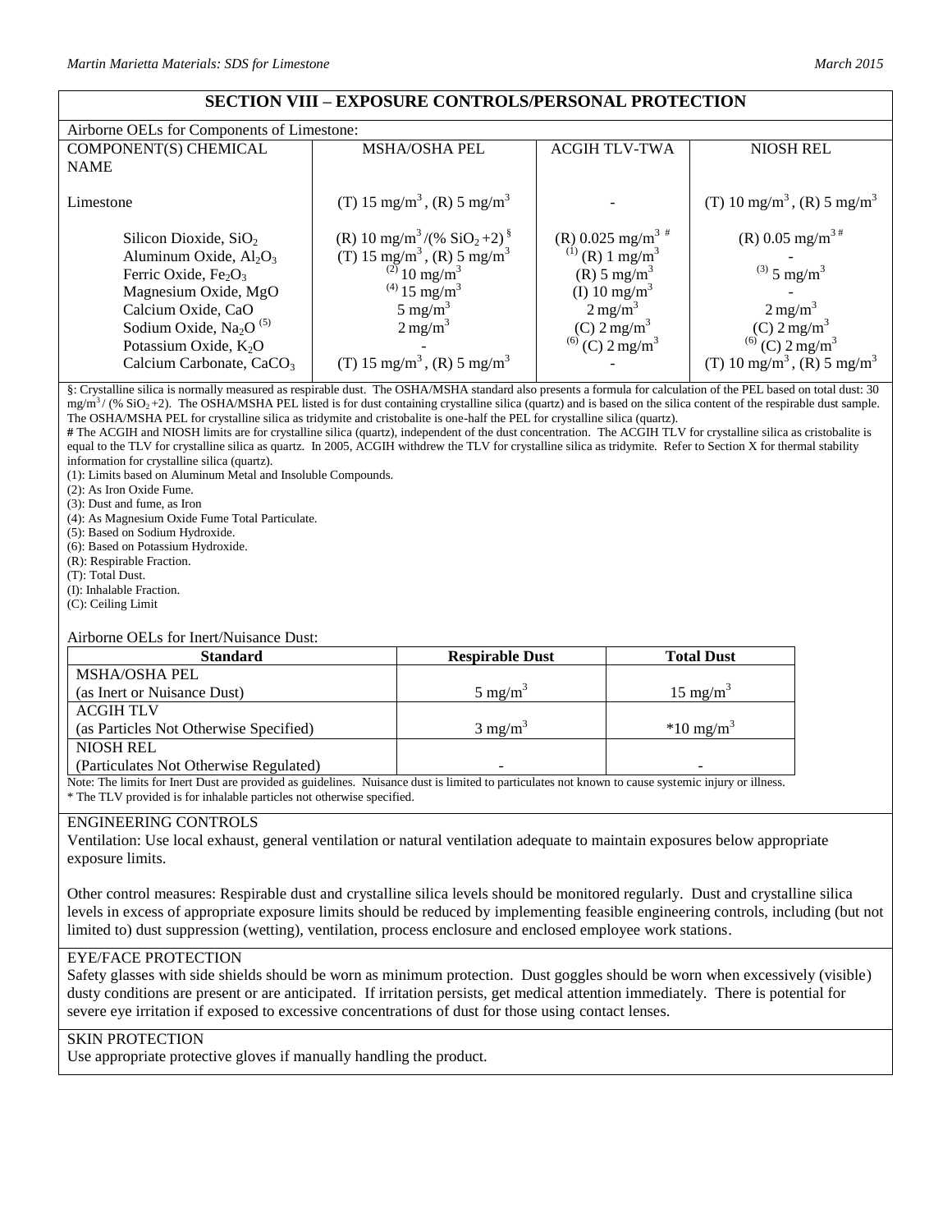## SECTION VIII – EXPOSURE CONTROLS/PERSONAL PROTECTION

Airborne OELs for Components of Limestone:

| COMPONENT(S) CHEMICAL NAME | MSHA/OSHA PEL | ACGIH TLV-TWA | NIOSH REL |
|---|---|---|---|
| Limestone | (T) 15 mg/m$^3$, (R) 5 mg/m$^3$ | - | (T) 10 mg/m$^3$, (R) 5 mg/m$^3$ |
| Silicon Dioxide, $SiO_2$ | (R) 10 mg/m$^3$/(% $SiO_2$+2) § | (R) 0.025 mg/m$^3$ # | (R) 0.05 mg/m$^3$ # |
| Aluminum Oxide, $Al_2O_3$ | (T) 15 mg/m$^3$, (R) 5 mg/m$^3$ | (1) (R) 1 mg/m$^3$ | - |
| Ferric Oxide, $Fe_2O_3$ | (2) 10 mg/m$^3$ | (R) 5 mg/m$^3$ | (3) 5 mg/m$^3$ |
| Magnesium Oxide, MgO | (4) 15 mg/m$^3$ | (I) 10 mg/m$^3$ | - |
| Calcium Oxide, CaO | 5 mg/m$^3$ | 2 mg/m$^3$ | 2 mg/m$^3$ |
| Sodium Oxide, $Na_2O$ (5) | 2 mg/m$^3$ | (C) 2 mg/m$^3$ | (C) 2 mg/m$^3$ |
| Potassium Oxide, $K_2O$ | - | (6) (C) 2 mg/m$^3$ | (6) (C) 2 mg/m$^3$ |
| Calcium Carbonate, $CaCO_3$ | (T) 15 mg/m$^3$, (R) 5 mg/m$^3$ | - | (T) 10 mg/m$^3$, (R) 5 mg/m$^3$ |

§: Crystalline silica is normally measured as respirable dust. The OSHA/MSHA standard also presents a formula for calculation of the PEL based on total dust: 30 mg/m$^3$ / (% $SiO_2$ +2). The OSHA/MSHA PEL listed is for dust containing crystalline silica (quartz) and is based on the silica content of the respirable dust sample. The OSHA/MSHA PEL for crystalline silica as tridymite and cristobalite is one-half the PEL for crystalline silica (quartz).
**#** The ACGIH and NIOSH limits are for crystalline silica (quartz), independent of the dust concentration. The ACGIH TLV for crystalline silica as cristobalite is equal to the TLV for crystalline silica as quartz. In 2005, ACGIH withdrew the TLV for crystalline silica as tridymite. Refer to Section X for thermal stability information for crystalline silica (quartz).
(1): Limits based on Aluminum Metal and Insoluble Compounds.
(2): As Iron Oxide Fume.
(3): Dust and fume, as Iron
(4): As Magnesium Oxide Fume Total Particulate.
(5): Based on Sodium Hydroxide.
(6): Based on Potassium Hydroxide.
(R): Respirable Fraction.
(T): Total Dust.
(I): Inhalable Fraction.
(C): Ceiling Limit

Airborne OELs for Inert/Nuisance Dust:

| Standard | Respirable Dust | Total Dust |
|---|---|---|
| MSHA/OSHA PEL (as Inert or Nuisance Dust) | 5 mg/m$^3$ | 15 mg/m$^3$ |
| ACGIH TLV (as Particles Not Otherwise Specified) | 3 mg/m$^3$ | *10 mg/m$^3$ |
| NIOSH REL (Particulates Not Otherwise Regulated) | - | - |

Note: The limits for Inert Dust are provided as guidelines. Nuisance dust is limited to particulates not known to cause systemic injury or illness.
* The TLV provided is for inhalable particles not otherwise specified.

### ENGINEERING CONTROLS

Ventilation: Use local exhaust, general ventilation or natural ventilation adequate to maintain exposures below appropriate exposure limits.

Other control measures: Respirable dust and crystalline silica levels should be monitored regularly. Dust and crystalline silica levels in excess of appropriate exposure limits should be reduced by implementing feasible engineering controls, including (but not limited to) dust suppression (wetting), ventilation, process enclosure and enclosed employee work stations.

### EYE/FACE PROTECTION

Safety glasses with side shields should be worn as minimum protection. Dust goggles should be worn when excessively (visible) dusty conditions are present or are anticipated. If irritation persists, get medical attention immediately. There is potential for severe eye irritation if exposed to excessive concentrations of dust for those using contact lenses.

### SKIN PROTECTION

Use appropriate protective gloves if manually handling the product.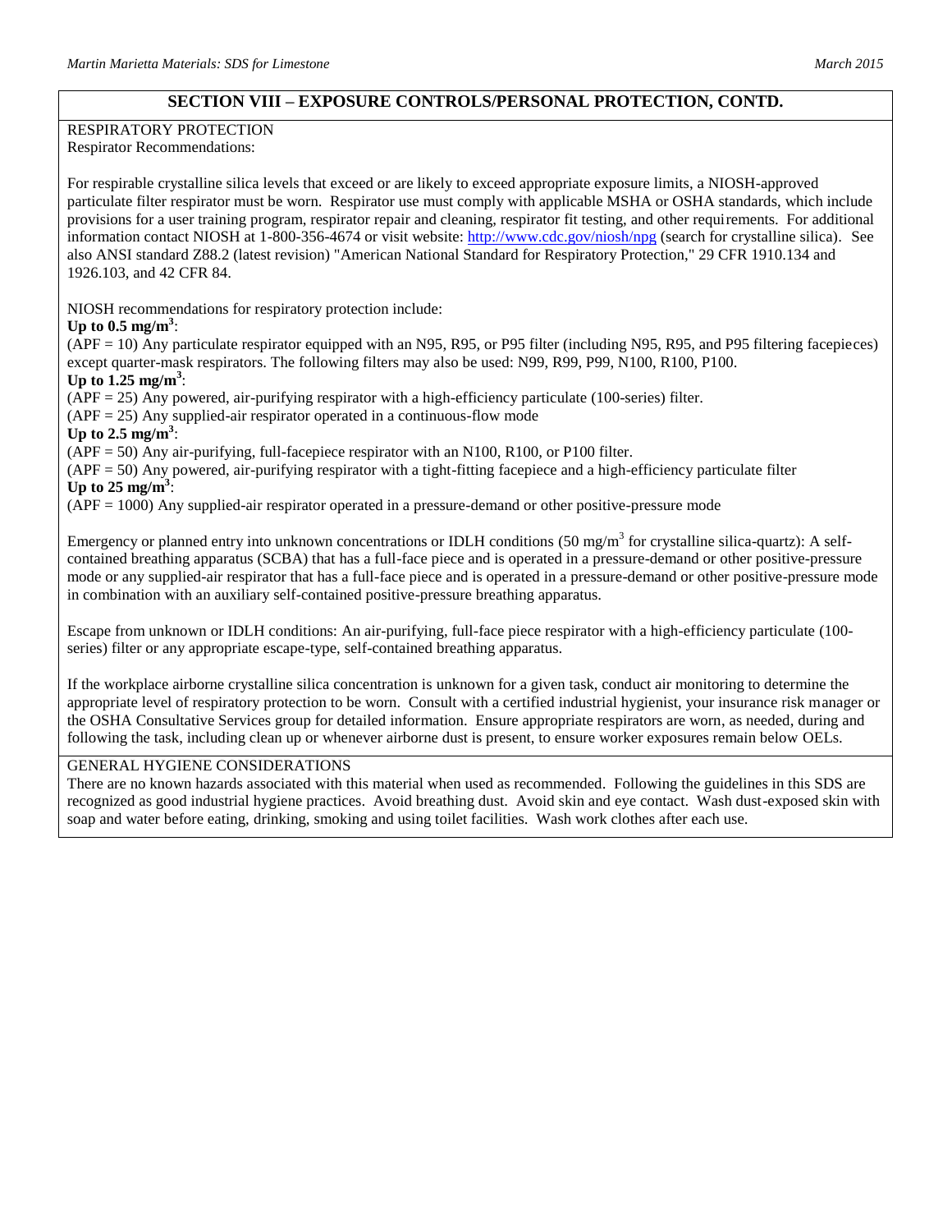## SECTION VIII – EXPOSURE CONTROLS/PERSONAL PROTECTION, CONTD.

RESPIRATORY PROTECTION

Respirator Recommendations:

For respirable crystalline silica levels that exceed or are likely to exceed appropriate exposure limits, a NIOSH-approved particulate filter respirator must be worn. Respirator use must comply with applicable MSHA or OSHA standards, which include provisions for a user training program, respirator repair and cleaning, respirator fit testing, and other requirements. For additional information contact NIOSH at 1-800-356-4674 or visit website: http://www.cdc.gov/niosh/npg (search for crystalline silica). See also ANSI standard Z88.2 (latest revision) "American National Standard for Respiratory Protection," 29 CFR 1910.134 and 1926.103, and 42 CFR 84.

NIOSH recommendations for respiratory protection include:

**Up to 0.5 mg/m$^3$**:

(APF = 10) Any particulate respirator equipped with an N95, R95, or P95 filter (including N95, R95, and P95 filtering facepieces) except quarter-mask respirators. The following filters may also be used: N99, R99, P99, N100, R100, P100.

**Up to 1.25 mg/m$^3$**:

(APF = 25) Any powered, air-purifying respirator with a high-efficiency particulate (100-series) filter.

(APF = 25) Any supplied-air respirator operated in a continuous-flow mode

**Up to 2.5 mg/m$^3$**:

(APF = 50) Any air-purifying, full-facepiece respirator with an N100, R100, or P100 filter.

(APF = 50) Any powered, air-purifying respirator with a tight-fitting facepiece and a high-efficiency particulate filter

**Up to 25 mg/m$^3$**:

(APF = 1000) Any supplied-air respirator operated in a pressure-demand or other positive-pressure mode

Emergency or planned entry into unknown concentrations or IDLH conditions (50 mg/m$^3$ for crystalline silica-quartz): A self-contained breathing apparatus (SCBA) that has a full-face piece and is operated in a pressure-demand or other positive-pressure mode or any supplied-air respirator that has a full-face piece and is operated in a pressure-demand or other positive-pressure mode in combination with an auxiliary self-contained positive-pressure breathing apparatus.

Escape from unknown or IDLH conditions: An air-purifying, full-face piece respirator with a high-efficiency particulate (100-series) filter or any appropriate escape-type, self-contained breathing apparatus.

If the workplace airborne crystalline silica concentration is unknown for a given task, conduct air monitoring to determine the appropriate level of respiratory protection to be worn. Consult with a certified industrial hygienist, your insurance risk manager or the OSHA Consultative Services group for detailed information. Ensure appropriate respirators are worn, as needed, during and following the task, including clean up or whenever airborne dust is present, to ensure worker exposures remain below OELs.

GENERAL HYGIENE CONSIDERATIONS

There are no known hazards associated with this material when used as recommended. Following the guidelines in this SDS are recognized as good industrial hygiene practices. Avoid breathing dust. Avoid skin and eye contact. Wash dust-exposed skin with soap and water before eating, drinking, smoking and using toilet facilities. Wash work clothes after each use.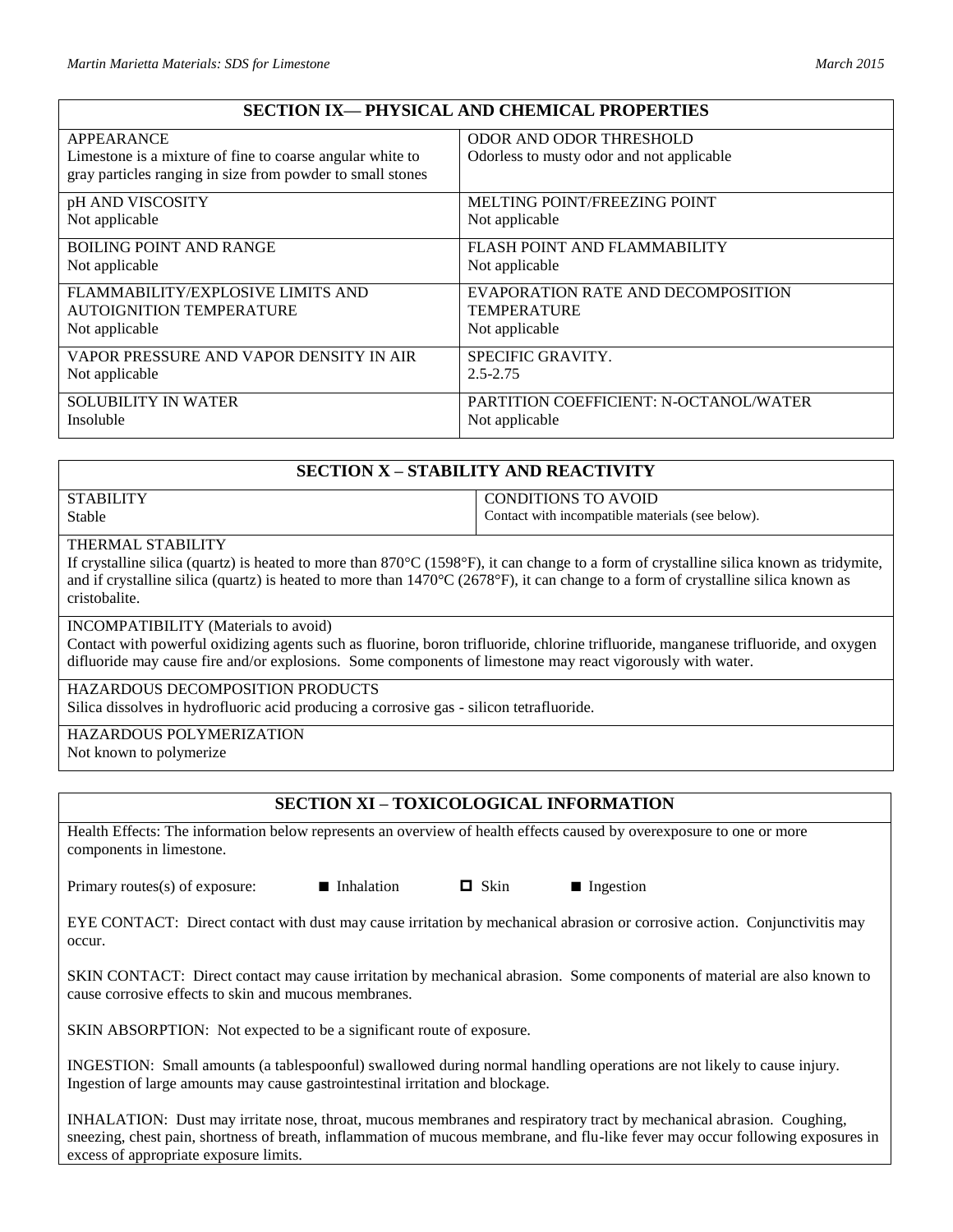## SECTION IX— PHYSICAL AND CHEMICAL PROPERTIES

| | |
|---|---|
| APPEARANCE<br>Limestone is a mixture of fine to coarse angular white to gray particles ranging in size from powder to small stones | ODOR AND ODOR THRESHOLD<br>Odorless to musty odor and not applicable |
| pH AND VISCOSITY<br>Not applicable | MELTING POINT/FREEZING POINT<br>Not applicable |
| BOILING POINT AND RANGE<br>Not applicable | FLASH POINT AND FLAMMABILITY<br>Not applicable |
| FLAMMABILITY/EXPLOSIVE LIMITS AND AUTOIGNITION TEMPERATURE<br>Not applicable | EVAPORATION RATE AND DECOMPOSITION TEMPERATURE<br>Not applicable |
| VAPOR PRESSURE AND VAPOR DENSITY IN AIR<br>Not applicable | SPECIFIC GRAVITY.<br>2.5-2.75 |
| SOLUBILITY IN WATER<br>Insoluble | PARTITION COEFFICIENT: N-OCTANOL/WATER<br>Not applicable |

## SECTION X – STABILITY AND REACTIVITY

| | |
|---|---|
| STABILITY<br>Stable | CONDITIONS TO AVOID<br>Contact with incompatible materials (see below). |

THERMAL STABILITY
If crystalline silica (quartz) is heated to more than 870°C (1598°F), it can change to a form of crystalline silica known as tridymite, and if crystalline silica (quartz) is heated to more than 1470°C (2678°F), it can change to a form of crystalline silica known as cristobalite.

INCOMPATIBILITY (Materials to avoid)
Contact with powerful oxidizing agents such as fluorine, boron trifluoride, chlorine trifluoride, manganese trifluoride, and oxygen difluoride may cause fire and/or explosions. Some components of limestone may react vigorously with water.

HAZARDOUS DECOMPOSITION PRODUCTS
Silica dissolves in hydrofluoric acid producing a corrosive gas - silicon tetrafluoride.

HAZARDOUS POLYMERIZATION
Not known to polymerize

## SECTION XI – TOXICOLOGICAL INFORMATION

Health Effects: The information below represents an overview of health effects caused by overexposure to one or more components in limestone.

Primary routes(s) of exposure: ■ Inhalation ☐ Skin ■ Ingestion

EYE CONTACT: Direct contact with dust may cause irritation by mechanical abrasion or corrosive action. Conjunctivitis may occur.

SKIN CONTACT: Direct contact may cause irritation by mechanical abrasion. Some components of material are also known to cause corrosive effects to skin and mucous membranes.

SKIN ABSORPTION: Not expected to be a significant route of exposure.

INGESTION: Small amounts (a tablespoonful) swallowed during normal handling operations are not likely to cause injury. Ingestion of large amounts may cause gastrointestinal irritation and blockage.

INHALATION: Dust may irritate nose, throat, mucous membranes and respiratory tract by mechanical abrasion. Coughing, sneezing, chest pain, shortness of breath, inflammation of mucous membrane, and flu-like fever may occur following exposures in excess of appropriate exposure limits.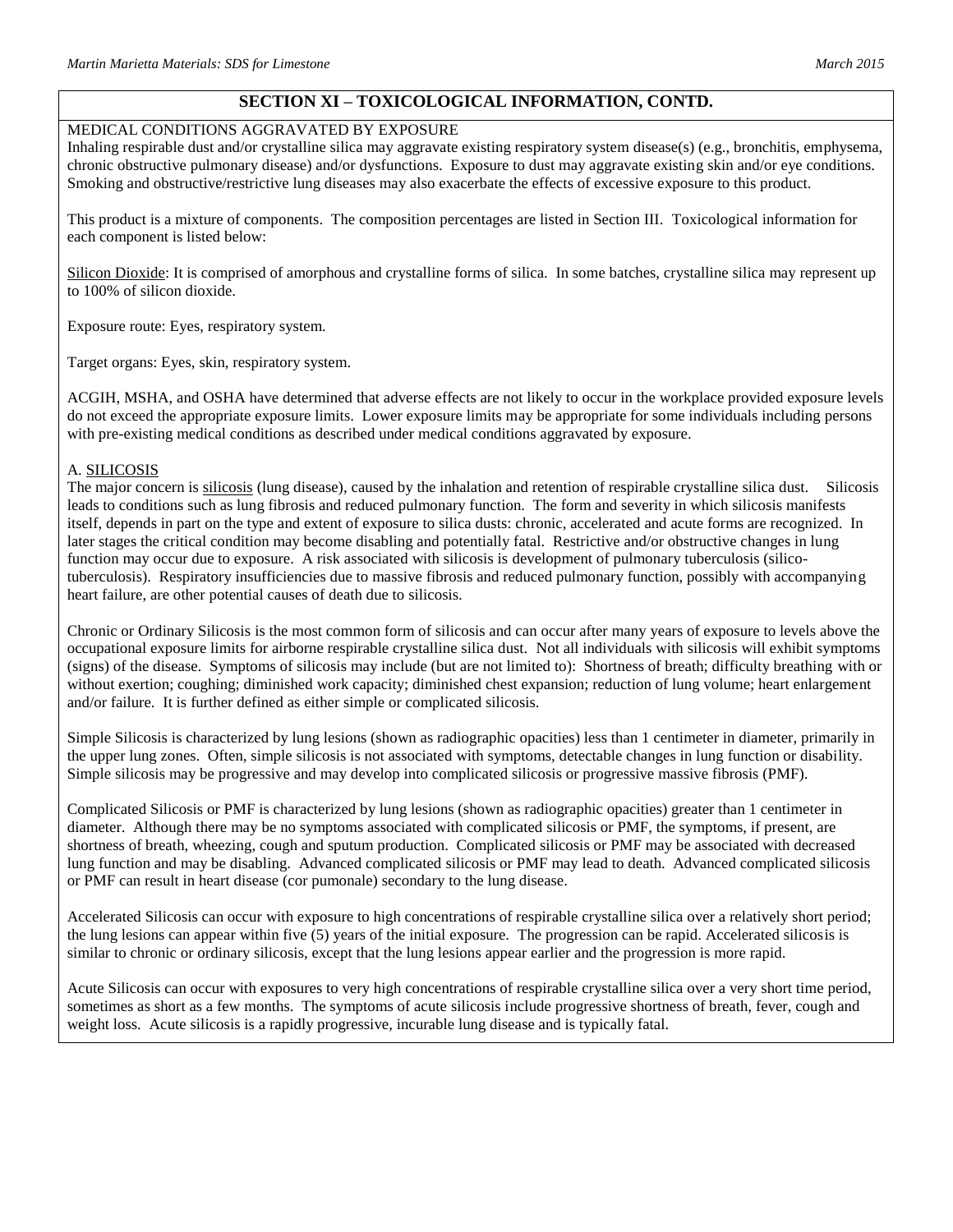## SECTION XI – TOXICOLOGICAL INFORMATION, CONTD.

MEDICAL CONDITIONS AGGRAVATED BY EXPOSURE

Inhaling respirable dust and/or crystalline silica may aggravate existing respiratory system disease(s) (e.g., bronchitis, emphysema, chronic obstructive pulmonary disease) and/or dysfunctions. Exposure to dust may aggravate existing skin and/or eye conditions. Smoking and obstructive/restrictive lung diseases may also exacerbate the effects of excessive exposure to this product.

This product is a mixture of components. The composition percentages are listed in Section III. Toxicological information for each component is listed below:

Silicon Dioxide: It is comprised of amorphous and crystalline forms of silica. In some batches, crystalline silica may represent up to 100% of silicon dioxide.

Exposure route: Eyes, respiratory system.

Target organs: Eyes, skin, respiratory system.

ACGIH, MSHA, and OSHA have determined that adverse effects are not likely to occur in the workplace provided exposure levels do not exceed the appropriate exposure limits. Lower exposure limits may be appropriate for some individuals including persons with pre-existing medical conditions as described under medical conditions aggravated by exposure.

A. SILICOSIS

The major concern is silicosis (lung disease), caused by the inhalation and retention of respirable crystalline silica dust. Silicosis leads to conditions such as lung fibrosis and reduced pulmonary function. The form and severity in which silicosis manifests itself, depends in part on the type and extent of exposure to silica dusts: chronic, accelerated and acute forms are recognized. In later stages the critical condition may become disabling and potentially fatal. Restrictive and/or obstructive changes in lung function may occur due to exposure. A risk associated with silicosis is development of pulmonary tuberculosis (silico-tuberculosis). Respiratory insufficiencies due to massive fibrosis and reduced pulmonary function, possibly with accompanying heart failure, are other potential causes of death due to silicosis.

Chronic or Ordinary Silicosis is the most common form of silicosis and can occur after many years of exposure to levels above the occupational exposure limits for airborne respirable crystalline silica dust. Not all individuals with silicosis will exhibit symptoms (signs) of the disease. Symptoms of silicosis may include (but are not limited to): Shortness of breath; difficulty breathing with or without exertion; coughing; diminished work capacity; diminished chest expansion; reduction of lung volume; heart enlargement and/or failure. It is further defined as either simple or complicated silicosis.

Simple Silicosis is characterized by lung lesions (shown as radiographic opacities) less than 1 centimeter in diameter, primarily in the upper lung zones. Often, simple silicosis is not associated with symptoms, detectable changes in lung function or disability. Simple silicosis may be progressive and may develop into complicated silicosis or progressive massive fibrosis (PMF).

Complicated Silicosis or PMF is characterized by lung lesions (shown as radiographic opacities) greater than 1 centimeter in diameter. Although there may be no symptoms associated with complicated silicosis or PMF, the symptoms, if present, are shortness of breath, wheezing, cough and sputum production. Complicated silicosis or PMF may be associated with decreased lung function and may be disabling. Advanced complicated silicosis or PMF may lead to death. Advanced complicated silicosis or PMF can result in heart disease (cor pumonale) secondary to the lung disease.

Accelerated Silicosis can occur with exposure to high concentrations of respirable crystalline silica over a relatively short period; the lung lesions can appear within five (5) years of the initial exposure. The progression can be rapid. Accelerated silicosis is similar to chronic or ordinary silicosis, except that the lung lesions appear earlier and the progression is more rapid.

Acute Silicosis can occur with exposures to very high concentrations of respirable crystalline silica over a very short time period, sometimes as short as a few months. The symptoms of acute silicosis include progressive shortness of breath, fever, cough and weight loss. Acute silicosis is a rapidly progressive, incurable lung disease and is typically fatal.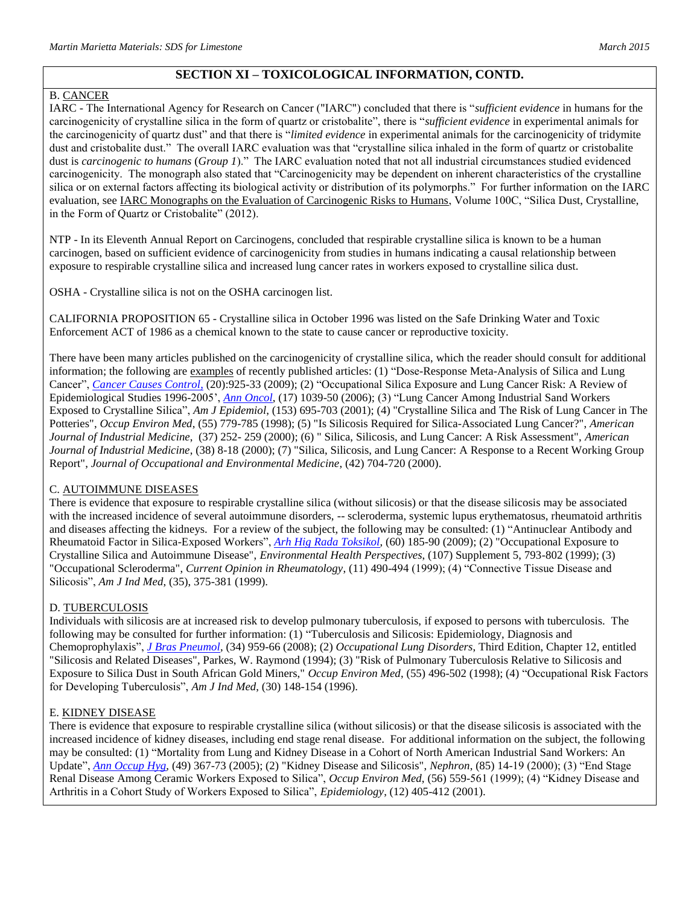## SECTION XI – TOXICOLOGICAL INFORMATION, CONTD.

B. CANCER

IARC - The International Agency for Research on Cancer ("IARC") concluded that there is "*sufficient evidence* in humans for the carcinogenicity of crystalline silica in the form of quartz or cristobalite", there is "*sufficient evidence* in experimental animals for the carcinogenicity of quartz dust" and that there is "*limited evidence* in experimental animals for the carcinogenicity of tridymite dust and cristobalite dust." The overall IARC evaluation was that "crystalline silica inhaled in the form of quartz or cristobalite dust is *carcinogenic to humans* (*Group 1*)." The IARC evaluation noted that not all industrial circumstances studied evidenced carcinogenicity. The monograph also stated that "Carcinogenicity may be dependent on inherent characteristics of the crystalline silica or on external factors affecting its biological activity or distribution of its polymorphs." For further information on the IARC evaluation, see IARC Monographs on the Evaluation of Carcinogenic Risks to Humans, Volume 100C, "Silica Dust, Crystalline, in the Form of Quartz or Cristobalite" (2012).

NTP - In its Eleventh Annual Report on Carcinogens, concluded that respirable crystalline silica is known to be a human carcinogen, based on sufficient evidence of carcinogenicity from studies in humans indicating a causal relationship between exposure to respirable crystalline silica and increased lung cancer rates in workers exposed to crystalline silica dust.

OSHA - Crystalline silica is not on the OSHA carcinogen list.

CALIFORNIA PROPOSITION 65 - Crystalline silica in October 1996 was listed on the Safe Drinking Water and Toxic Enforcement ACT of 1986 as a chemical known to the state to cause cancer or reproductive toxicity.

There have been many articles published on the carcinogenicity of crystalline silica, which the reader should consult for additional information; the following are examples of recently published articles: (1) "Dose-Response Meta-Analysis of Silica and Lung Cancer", *Cancer Causes Control*, (20):925-33 (2009); (2) "Occupational Silica Exposure and Lung Cancer Risk: A Review of Epidemiological Studies 1996-2005', *Ann Oncol*, (17) 1039-50 (2006); (3) "Lung Cancer Among Industrial Sand Workers Exposed to Crystalline Silica", *Am J Epidemiol*, (153) 695-703 (2001); (4) "Crystalline Silica and The Risk of Lung Cancer in The Potteries", *Occup Environ Med*, (55) 779-785 (1998); (5) "Is Silicosis Required for Silica-Associated Lung Cancer?", *American Journal of Industrial Medicine*, (37) 252- 259 (2000); (6) " Silica, Silicosis, and Lung Cancer: A Risk Assessment", *American Journal of Industrial Medicine*, (38) 8-18 (2000); (7) "Silica, Silicosis, and Lung Cancer: A Response to a Recent Working Group Report", *Journal of Occupational and Environmental Medicine*, (42) 704-720 (2000).

C. AUTOIMMUNE DISEASES

There is evidence that exposure to respirable crystalline silica (without silicosis) or that the disease silicosis may be associated with the increased incidence of several autoimmune disorders, -- scleroderma, systemic lupus erythematosus, rheumatoid arthritis and diseases affecting the kidneys. For a review of the subject, the following may be consulted: (1) "Antinuclear Antibody and Rheumatoid Factor in Silica-Exposed Workers", *Arh Hig Rada Toksikol*, (60) 185-90 (2009); (2) "Occupational Exposure to Crystalline Silica and Autoimmune Disease", *Environmental Health Perspectives*, (107) Supplement 5, 793-802 (1999); (3) "Occupational Scleroderma", *Current Opinion in Rheumatology*, (11) 490-494 (1999); (4) "Connective Tissue Disease and Silicosis", *Am J Ind Med*, (35), 375-381 (1999).

D. TUBERCULOSIS

Individuals with silicosis are at increased risk to develop pulmonary tuberculosis, if exposed to persons with tuberculosis. The following may be consulted for further information: (1) "Tuberculosis and Silicosis: Epidemiology, Diagnosis and Chemoprophylaxis", *J Bras Pneumol*, (34) 959-66 (2008); (2) *Occupational Lung Disorders*, Third Edition, Chapter 12, entitled "Silicosis and Related Diseases", Parkes, W. Raymond (1994); (3) "Risk of Pulmonary Tuberculosis Relative to Silicosis and Exposure to Silica Dust in South African Gold Miners," *Occup Environ Med*, (55) 496-502 (1998); (4) "Occupational Risk Factors for Developing Tuberculosis", *Am J Ind Med*, (30) 148-154 (1996).

E. KIDNEY DISEASE

There is evidence that exposure to respirable crystalline silica (without silicosis) or that the disease silicosis is associated with the increased incidence of kidney diseases, including end stage renal disease. For additional information on the subject, the following may be consulted: (1) "Mortality from Lung and Kidney Disease in a Cohort of North American Industrial Sand Workers: An Update", *Ann Occup Hyg*, (49) 367-73 (2005); (2) "Kidney Disease and Silicosis", *Nephron*, (85) 14-19 (2000); (3) "End Stage Renal Disease Among Ceramic Workers Exposed to Silica", *Occup Environ Med*, (56) 559-561 (1999); (4) "Kidney Disease and Arthritis in a Cohort Study of Workers Exposed to Silica", *Epidemiology*, (12) 405-412 (2001).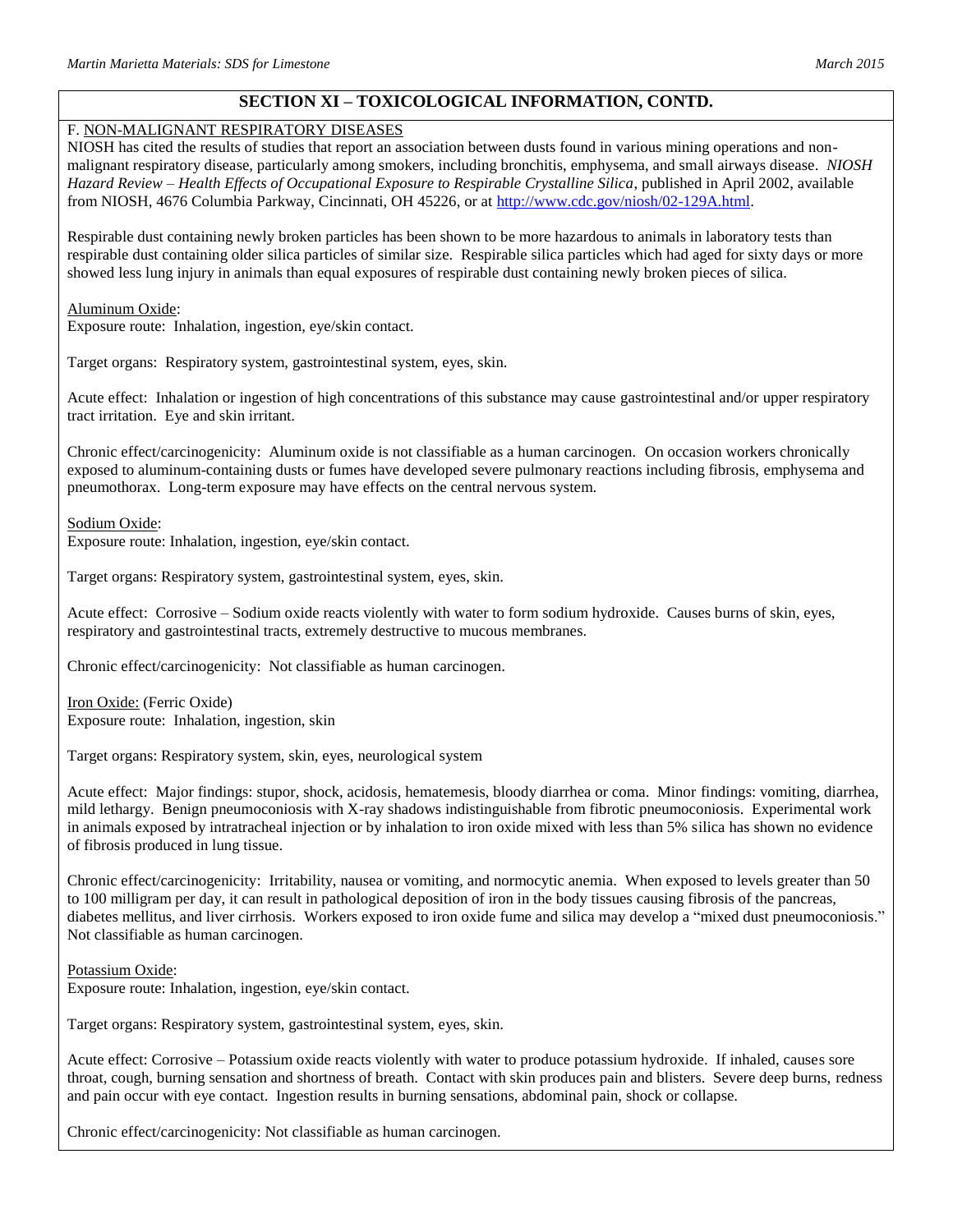## SECTION XI – TOXICOLOGICAL INFORMATION, CONTD.

F. NON-MALIGNANT RESPIRATORY DISEASES

NIOSH has cited the results of studies that report an association between dusts found in various mining operations and non-malignant respiratory disease, particularly among smokers, including bronchitis, emphysema, and small airways disease. *NIOSH Hazard Review – Health Effects of Occupational Exposure to Respirable Crystalline Silica*, published in April 2002, available from NIOSH, 4676 Columbia Parkway, Cincinnati, OH 45226, or at [http://www.cdc.gov/niosh/02-129A.html](http://www.cdc.gov/niosh/02-129A.html).

Respirable dust containing newly broken particles has been shown to be more hazardous to animals in laboratory tests than respirable dust containing older silica particles of similar size. Respirable silica particles which had aged for sixty days or more showed less lung injury in animals than equal exposures of respirable dust containing newly broken pieces of silica.

Aluminum Oxide:

Exposure route: Inhalation, ingestion, eye/skin contact.

Target organs: Respiratory system, gastrointestinal system, eyes, skin.

Acute effect: Inhalation or ingestion of high concentrations of this substance may cause gastrointestinal and/or upper respiratory tract irritation. Eye and skin irritant.

Chronic effect/carcinogenicity: Aluminum oxide is not classifiable as a human carcinogen. On occasion workers chronically exposed to aluminum-containing dusts or fumes have developed severe pulmonary reactions including fibrosis, emphysema and pneumothorax. Long-term exposure may have effects on the central nervous system.

Sodium Oxide:

Exposure route: Inhalation, ingestion, eye/skin contact.

Target organs: Respiratory system, gastrointestinal system, eyes, skin.

Acute effect: Corrosive – Sodium oxide reacts violently with water to form sodium hydroxide. Causes burns of skin, eyes, respiratory and gastrointestinal tracts, extremely destructive to mucous membranes.

Chronic effect/carcinogenicity: Not classifiable as human carcinogen.

Iron Oxide: (Ferric Oxide)

Exposure route: Inhalation, ingestion, skin

Target organs: Respiratory system, skin, eyes, neurological system

Acute effect: Major findings: stupor, shock, acidosis, hematemesis, bloody diarrhea or coma. Minor findings: vomiting, diarrhea, mild lethargy. Benign pneumoconiosis with X-ray shadows indistinguishable from fibrotic pneumoconiosis. Experimental work in animals exposed by intratracheal injection or by inhalation to iron oxide mixed with less than 5% silica has shown no evidence of fibrosis produced in lung tissue.

Chronic effect/carcinogenicity: Irritability, nausea or vomiting, and normocytic anemia. When exposed to levels greater than 50 to 100 milligram per day, it can result in pathological deposition of iron in the body tissues causing fibrosis of the pancreas, diabetes mellitus, and liver cirrhosis. Workers exposed to iron oxide fume and silica may develop a "mixed dust pneumoconiosis." Not classifiable as human carcinogen.

Potassium Oxide:

Exposure route: Inhalation, ingestion, eye/skin contact.

Target organs: Respiratory system, gastrointestinal system, eyes, skin.

Acute effect: Corrosive – Potassium oxide reacts violently with water to produce potassium hydroxide. If inhaled, causes sore throat, cough, burning sensation and shortness of breath. Contact with skin produces pain and blisters. Severe deep burns, redness and pain occur with eye contact. Ingestion results in burning sensations, abdominal pain, shock or collapse.

Chronic effect/carcinogenicity: Not classifiable as human carcinogen.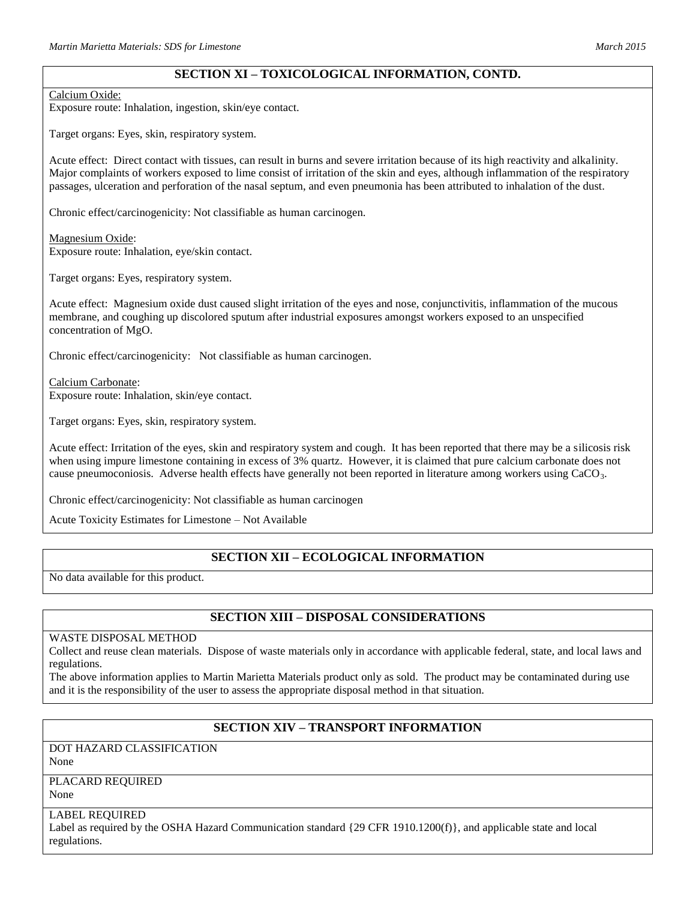## SECTION XI – TOXICOLOGICAL INFORMATION, CONTD.

Calcium Oxide:
Exposure route: Inhalation, ingestion, skin/eye contact.

Target organs: Eyes, skin, respiratory system.

Acute effect: Direct contact with tissues, can result in burns and severe irritation because of its high reactivity and alkalinity. Major complaints of workers exposed to lime consist of irritation of the skin and eyes, although inflammation of the respiratory passages, ulceration and perforation of the nasal septum, and even pneumonia has been attributed to inhalation of the dust.

Chronic effect/carcinogenicity: Not classifiable as human carcinogen.

Magnesium Oxide:
Exposure route: Inhalation, eye/skin contact.

Target organs: Eyes, respiratory system.

Acute effect: Magnesium oxide dust caused slight irritation of the eyes and nose, conjunctivitis, inflammation of the mucous membrane, and coughing up discolored sputum after industrial exposures amongst workers exposed to an unspecified concentration of MgO.

Chronic effect/carcinogenicity: Not classifiable as human carcinogen.

Calcium Carbonate:
Exposure route: Inhalation, skin/eye contact.

Target organs: Eyes, skin, respiratory system.

Acute effect: Irritation of the eyes, skin and respiratory system and cough. It has been reported that there may be a silicosis risk when using impure limestone containing in excess of 3% quartz. However, it is claimed that pure calcium carbonate does not cause pneumoconiosis. Adverse health effects have generally not been reported in literature among workers using $CaCO_3$.

Chronic effect/carcinogenicity: Not classifiable as human carcinogen

Acute Toxicity Estimates for Limestone – Not Available

## SECTION XII – ECOLOGICAL INFORMATION

No data available for this product.

## SECTION XIII – DISPOSAL CONSIDERATIONS

WASTE DISPOSAL METHOD
Collect and reuse clean materials. Dispose of waste materials only in accordance with applicable federal, state, and local laws and regulations.
The above information applies to Martin Marietta Materials product only as sold. The product may be contaminated during use and it is the responsibility of the user to assess the appropriate disposal method in that situation.

## SECTION XIV – TRANSPORT INFORMATION

DOT HAZARD CLASSIFICATION
None

PLACARD REQUIRED
None

LABEL REQUIRED
Label as required by the OSHA Hazard Communication standard {29 CFR 1910.1200(f)}, and applicable state and local regulations.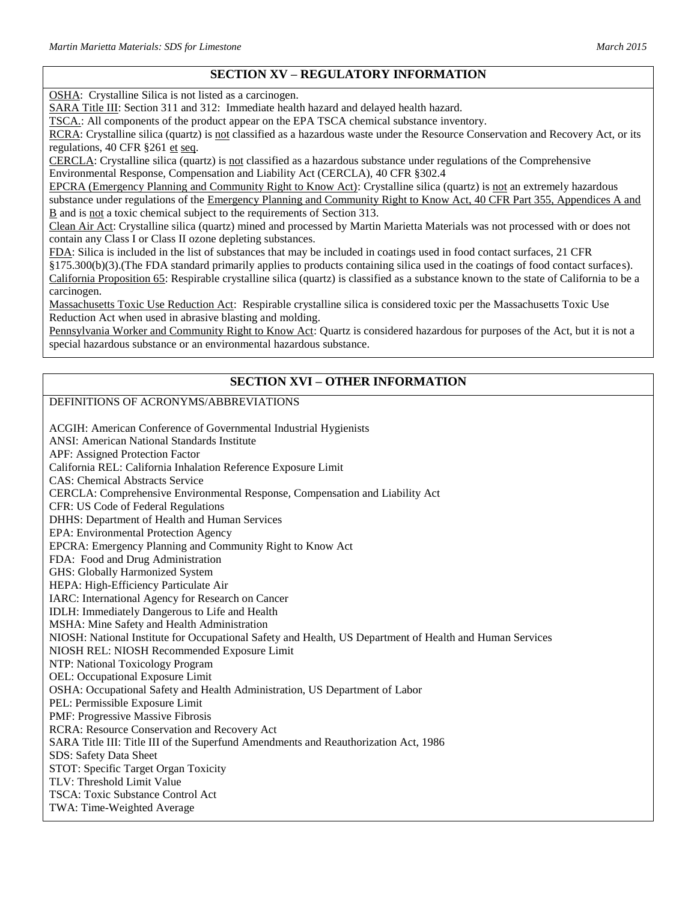## SECTION XV – REGULATORY INFORMATION

OSHA: Crystalline Silica is not listed as a carcinogen.
SARA Title III: Section 311 and 312: Immediate health hazard and delayed health hazard.
TSCA.: All components of the product appear on the EPA TSCA chemical substance inventory.
RCRA: Crystalline silica (quartz) is not classified as a hazardous waste under the Resource Conservation and Recovery Act, or its regulations, 40 CFR §261 et seq.
CERCLA: Crystalline silica (quartz) is not classified as a hazardous substance under regulations of the Comprehensive Environmental Response, Compensation and Liability Act (CERCLA), 40 CFR §302.4
EPCRA (Emergency Planning and Community Right to Know Act): Crystalline silica (quartz) is not an extremely hazardous substance under regulations of the Emergency Planning and Community Right to Know Act, 40 CFR Part 355, Appendices A and B and is not a toxic chemical subject to the requirements of Section 313.
Clean Air Act: Crystalline silica (quartz) mined and processed by Martin Marietta Materials was not processed with or does not contain any Class I or Class II ozone depleting substances.
FDA: Silica is included in the list of substances that may be included in coatings used in food contact surfaces, 21 CFR §175.300(b)(3).(The FDA standard primarily applies to products containing silica used in the coatings of food contact surfaces).
California Proposition 65: Respirable crystalline silica (quartz) is classified as a substance known to the state of California to be a carcinogen.
Massachusetts Toxic Use Reduction Act: Respirable crystalline silica is considered toxic per the Massachusetts Toxic Use Reduction Act when used in abrasive blasting and molding.
Pennsylvania Worker and Community Right to Know Act: Quartz is considered hazardous for purposes of the Act, but it is not a special hazardous substance or an environmental hazardous substance.

## SECTION XVI – OTHER INFORMATION

DEFINITIONS OF ACRONYMS/ABBREVIATIONS

ACGIH: American Conference of Governmental Industrial Hygienists
ANSI: American National Standards Institute
APF: Assigned Protection Factor
California REL: California Inhalation Reference Exposure Limit
CAS: Chemical Abstracts Service
CERCLA: Comprehensive Environmental Response, Compensation and Liability Act
CFR: US Code of Federal Regulations
DHHS: Department of Health and Human Services
EPA: Environmental Protection Agency
EPCRA: Emergency Planning and Community Right to Know Act
FDA: Food and Drug Administration
GHS: Globally Harmonized System
HEPA: High-Efficiency Particulate Air
IARC: International Agency for Research on Cancer
IDLH: Immediately Dangerous to Life and Health
MSHA: Mine Safety and Health Administration
NIOSH: National Institute for Occupational Safety and Health, US Department of Health and Human Services
NIOSH REL: NIOSH Recommended Exposure Limit
NTP: National Toxicology Program
OEL: Occupational Exposure Limit
OSHA: Occupational Safety and Health Administration, US Department of Labor
PEL: Permissible Exposure Limit
PMF: Progressive Massive Fibrosis
RCRA: Resource Conservation and Recovery Act
SARA Title III: Title III of the Superfund Amendments and Reauthorization Act, 1986
SDS: Safety Data Sheet
STOT: Specific Target Organ Toxicity
TLV: Threshold Limit Value
TSCA: Toxic Substance Control Act
TWA: Time-Weighted Average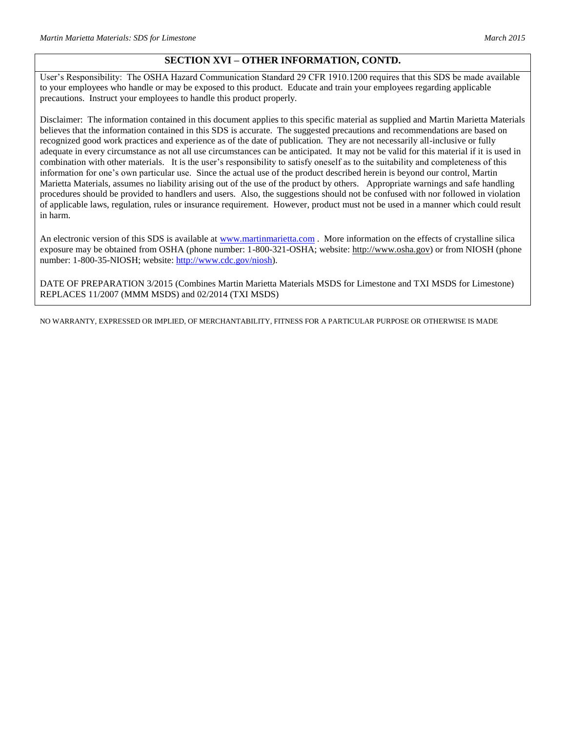## SECTION XVI – OTHER INFORMATION, CONTD.

User's Responsibility: The OSHA Hazard Communication Standard 29 CFR 1910.1200 requires that this SDS be made available to your employees who handle or may be exposed to this product. Educate and train your employees regarding applicable precautions. Instruct your employees to handle this product properly.

Disclaimer: The information contained in this document applies to this specific material as supplied and Martin Marietta Materials believes that the information contained in this SDS is accurate. The suggested precautions and recommendations are based on recognized good work practices and experience as of the date of publication. They are not necessarily all-inclusive or fully adequate in every circumstance as not all use circumstances can be anticipated. It may not be valid for this material if it is used in combination with other materials. It is the user's responsibility to satisfy oneself as to the suitability and completeness of this information for one's own particular use. Since the actual use of the product described herein is beyond our control, Martin Marietta Materials, assumes no liability arising out of the use of the product by others. Appropriate warnings and safe handling procedures should be provided to handlers and users. Also, the suggestions should not be confused with nor followed in violation of applicable laws, regulation, rules or insurance requirement. However, product must not be used in a manner which could result in harm.

An electronic version of this SDS is available at www.martinmarietta.com . More information on the effects of crystalline silica exposure may be obtained from OSHA (phone number: 1-800-321-OSHA; website: http://www.osha.gov) or from NIOSH (phone number: 1-800-35-NIOSH; website: http://www.cdc.gov/niosh).

DATE OF PREPARATION 3/2015 (Combines Martin Marietta Materials MSDS for Limestone and TXI MSDS for Limestone) REPLACES 11/2007 (MMM MSDS) and 02/2014 (TXI MSDS)

NO WARRANTY, EXPRESSED OR IMPLIED, OF MERCHANTABILITY, FITNESS FOR A PARTICULAR PURPOSE OR OTHERWISE IS MADE